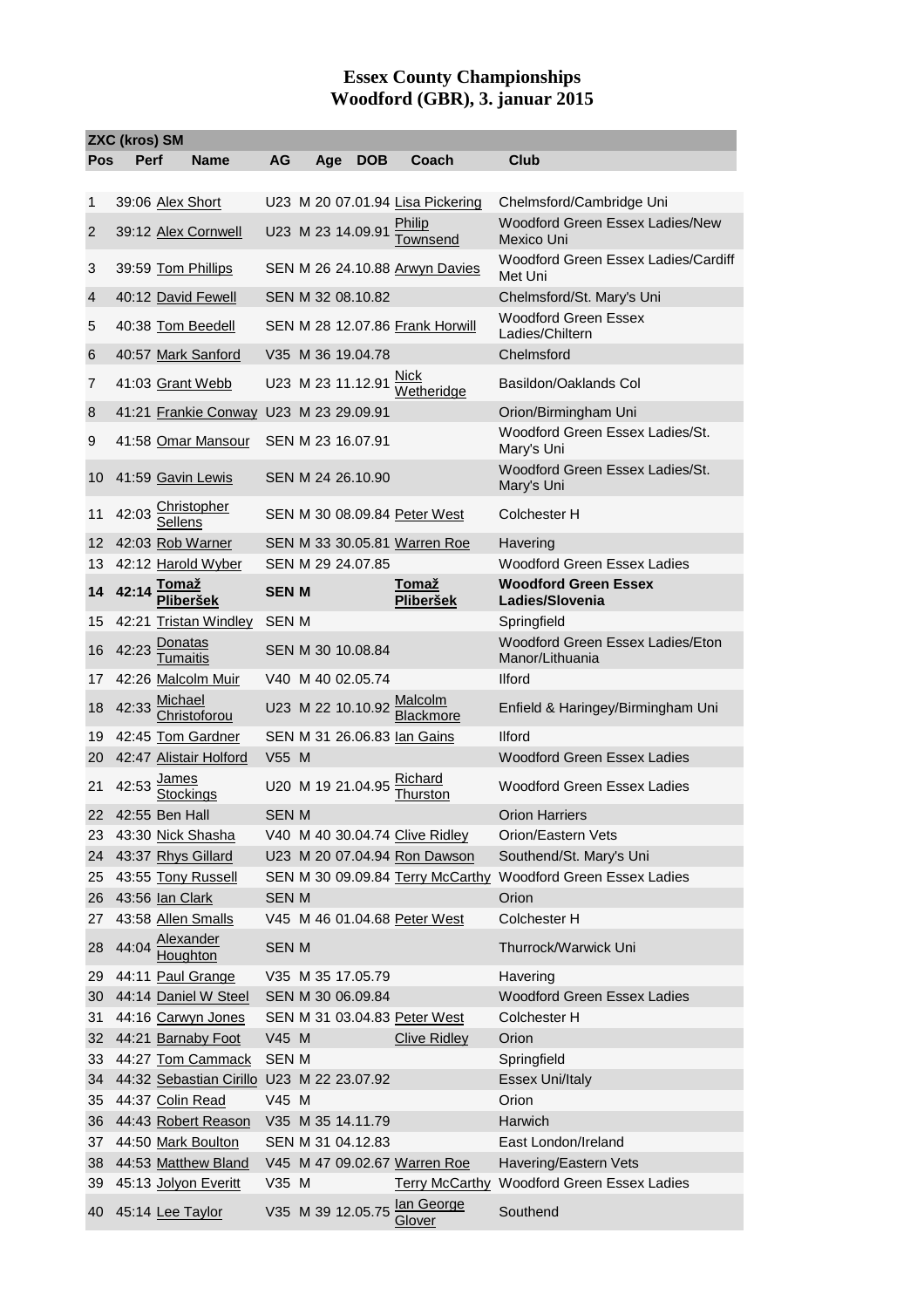# Essex County Championships
## Woodford (GBR), 3. januar 2015

| ZXC (kros) SM | | | | | | | | |
|---|---|---|---|---|---|---|---|---|
| **Pos** | **Perf** | **Name** | **AG** | | **Age** | **DOB** | **Coach** | **Club** |
| 1 | 39:06 | Alex Short | U23 | M | 20 | 07.01.94 | Lisa Pickering | Chelmsford/Cambridge Uni |
| 2 | 39:12 | Alex Cornwell | U23 | M | 23 | 14.09.91 | Philip Townsend | Woodford Green Essex Ladies/New Mexico Uni |
| 3 | 39:59 | Tom Phillips | SEN | M | 26 | 24.10.88 | Arwyn Davies | Woodford Green Essex Ladies/Cardiff Met Uni |
| 4 | 40:12 | David Fewell | SEN | M | 32 | 08.10.82 | | Chelmsford/St. Mary's Uni |
| 5 | 40:38 | Tom Beedell | SEN | M | 28 | 12.07.86 | Frank Horwill | Woodford Green Essex Ladies/Chiltern |
| 6 | 40:57 | Mark Sanford | V35 | M | 36 | 19.04.78 | | Chelmsford |
| 7 | 41:03 | Grant Webb | U23 | M | 23 | 11.12.91 | Nick Wetheridge | Basildon/Oaklands Col |
| 8 | 41:21 | Frankie Conway | U23 | M | 23 | 29.09.91 | | Orion/Birmingham Uni |
| 9 | 41:58 | Omar Mansour | SEN | M | 23 | 16.07.91 | | Woodford Green Essex Ladies/St. Mary's Uni |
| 10 | 41:59 | Gavin Lewis | SEN | M | 24 | 26.10.90 | | Woodford Green Essex Ladies/St. Mary's Uni |
| 11 | 42:03 | Christopher Sellens | SEN | M | 30 | 08.09.84 | Peter West | Colchester H |
| 12 | 42:03 | Rob Warner | SEN | M | 33 | 30.05.81 | Warren Roe | Havering |
| 13 | 42:12 | Harold Wyber | SEN | M | 29 | 24.07.85 | | Woodford Green Essex Ladies |
| **14** | **42:14** | **Tomaž Pliberšek** | **SEN** | **M** | | | **Tomaž Pliberšek** | **Woodford Green Essex Ladies/Slovenia** |
| 15 | 42:21 | Tristan Windley | SEN | M | | | | Springfield |
| 16 | 42:23 | Donatas Tumaitis | SEN | M | 30 | 10.08.84 | | Woodford Green Essex Ladies/Eton Manor/Lithuania |
| 17 | 42:26 | Malcolm Muir | V40 | M | 40 | 02.05.74 | | Ilford |
| 18 | 42:33 | Michael Christoforou | U23 | M | 22 | 10.10.92 | Malcolm Blackmore | Enfield & Haringey/Birmingham Uni |
| 19 | 42:45 | Tom Gardner | SEN | M | 31 | 26.06.83 | Ian Gains | Ilford |
| 20 | 42:47 | Alistair Holford | V55 | M | | | | Woodford Green Essex Ladies |
| 21 | 42:53 | James Stockings | U20 | M | 19 | 21.04.95 | Richard Thurston | Woodford Green Essex Ladies |
| 22 | 42:55 | Ben Hall | SEN | M | | | | Orion Harriers |
| 23 | 43:30 | Nick Shasha | V40 | M | 40 | 30.04.74 | Clive Ridley | Orion/Eastern Vets |
| 24 | 43:37 | Rhys Gillard | U23 | M | 20 | 07.04.94 | Ron Dawson | Southend/St. Mary's Uni |
| 25 | 43:55 | Tony Russell | SEN | M | 30 | 09.09.84 | Terry McCarthy | Woodford Green Essex Ladies |
| 26 | 43:56 | Ian Clark | SEN | M | | | | Orion |
| 27 | 43:58 | Allen Smalls | V45 | M | 46 | 01.04.68 | Peter West | Colchester H |
| 28 | 44:04 | Alexander Houghton | SEN | M | | | | Thurrock/Warwick Uni |
| 29 | 44:11 | Paul Grange | V35 | M | 35 | 17.05.79 | | Havering |
| 30 | 44:14 | Daniel W Steel | SEN | M | 30 | 06.09.84 | | Woodford Green Essex Ladies |
| 31 | 44:16 | Carwyn Jones | SEN | M | 31 | 03.04.83 | Peter West | Colchester H |
| 32 | 44:21 | Barnaby Foot | V45 | M | | | Clive Ridley | Orion |
| 33 | 44:27 | Tom Cammack | SEN | M | | | | Springfield |
| 34 | 44:32 | Sebastian Cirillo | U23 | M | 22 | 23.07.92 | | Essex Uni/Italy |
| 35 | 44:37 | Colin Read | V45 | M | | | | Orion |
| 36 | 44:43 | Robert Reason | V35 | M | 35 | 14.11.79 | | Harwich |
| 37 | 44:50 | Mark Boulton | SEN | M | 31 | 04.12.83 | | East London/Ireland |
| 38 | 44:53 | Matthew Bland | V45 | M | 47 | 09.02.67 | Warren Roe | Havering/Eastern Vets |
| 39 | 45:13 | Jolyon Everitt | V35 | M | | | Terry McCarthy | Woodford Green Essex Ladies |
| 40 | 45:14 | Lee Taylor | V35 | M | 39 | 12.05.75 | Ian George Glover | Southend |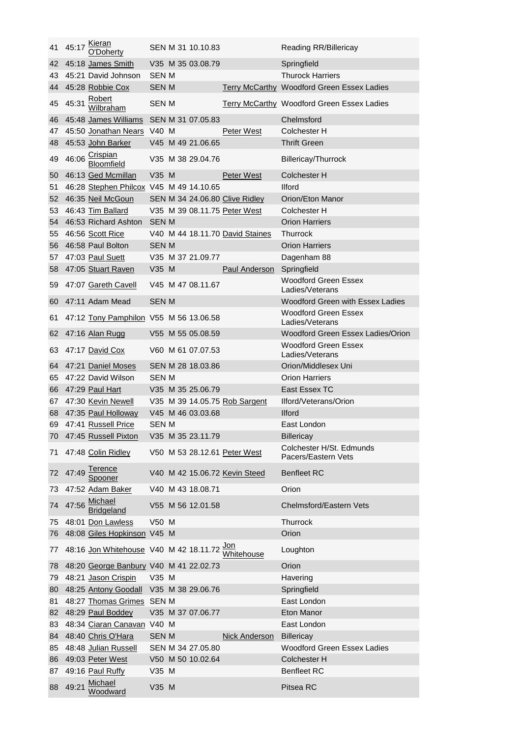| | | | | | | | | |
|---|---|---|---|---|---|---|---|---|
| 41 | 45:17 | Kieran O'Doherty | SEN | M | 31 | 10.10.83 | | Reading RR/Billericay |
| 42 | 45:18 | James Smith | V35 | M | 35 | 03.08.79 | | Springfield |
| 43 | 45:21 | David Johnson | SEN | M | | | | Thurock Harriers |
| 44 | 45:28 | Robbie Cox | SEN | M | | | Terry McCarthy | Woodford Green Essex Ladies |
| 45 | 45:31 | Robert Wilbraham | SEN | M | | | Terry McCarthy | Woodford Green Essex Ladies |
| 46 | 45:48 | James Williams | SEN | M | 31 | 07.05.83 | | Chelmsford |
| 47 | 45:50 | Jonathan Nears | V40 | M | | | Peter West | Colchester H |
| 48 | 45:53 | John Barker | V45 | M | 49 | 21.06.65 | | Thrift Green |
| 49 | 46:06 | Crispian Bloomfield | V35 | M | 38 | 29.04.76 | | Billericay/Thurrock |
| 50 | 46:13 | Ged Mcmillan | V35 | M | | | Peter West | Colchester H |
| 51 | 46:28 | Stephen Philcox | V45 | M | 49 | 14.10.65 | | Ilford |
| 52 | 46:35 | Neil McGoun | SEN | M | 34 | 24.06.80 | Clive Ridley | Orion/Eton Manor |
| 53 | 46:43 | Tim Ballard | V35 | M | 39 | 08.11.75 | Peter West | Colchester H |
| 54 | 46:53 | Richard Ashton | SEN | M | | | | Orion Harriers |
| 55 | 46:56 | Scott Rice | V40 | M | 44 | 18.11.70 | David Staines | Thurrock |
| 56 | 46:58 | Paul Bolton | SEN | M | | | | Orion Harriers |
| 57 | 47:03 | Paul Suett | V35 | M | 37 | 21.09.77 | | Dagenham 88 |
| 58 | 47:05 | Stuart Raven | V35 | M | | | Paul Anderson | Springfield |
| 59 | 47:07 | Gareth Cavell | V45 | M | 47 | 08.11.67 | | Woodford Green Essex Ladies/Veterans |
| 60 | 47:11 | Adam Mead | SEN | M | | | | Woodford Green with Essex Ladies |
| 61 | 47:12 | Tony Pamphilon | V55 | M | 56 | 13.06.58 | | Woodford Green Essex Ladies/Veterans |
| 62 | 47:16 | Alan Rugg | V55 | M | 55 | 05.08.59 | | Woodford Green Essex Ladies/Orion |
| 63 | 47:17 | David Cox | V60 | M | 61 | 07.07.53 | | Woodford Green Essex Ladies/Veterans |
| 64 | 47:21 | Daniel Moses | SEN | M | 28 | 18.03.86 | | Orion/Middlesex Uni |
| 65 | 47:22 | David Wilson | SEN | M | | | | Orion Harriers |
| 66 | 47:29 | Paul Hart | V35 | M | 35 | 25.06.79 | | East Essex TC |
| 67 | 47:30 | Kevin Newell | V35 | M | 39 | 14.05.75 | Rob Sargent | Ilford/Veterans/Orion |
| 68 | 47:35 | Paul Holloway | V45 | M | 46 | 03.03.68 | | Ilford |
| 69 | 47:41 | Russell Price | SEN | M | | | | East London |
| 70 | 47:45 | Russell Pixton | V35 | M | 35 | 23.11.79 | | Billericay |
| 71 | 47:48 | Colin Ridley | V50 | M | 53 | 28.12.61 | Peter West | Colchester H/St. Edmunds Pacers/Eastern Vets |
| 72 | 47:49 | Terence Spooner | V40 | M | 42 | 15.06.72 | Kevin Steed | Benfleet RC |
| 73 | 47:52 | Adam Baker | V40 | M | 43 | 18.08.71 | | Orion |
| 74 | 47:56 | Michael Bridgeland | V55 | M | 56 | 12.01.58 | | Chelmsford/Eastern Vets |
| 75 | 48:01 | Don Lawless | V50 | M | | | | Thurrock |
| 76 | 48:08 | Giles Hopkinson | V45 | M | | | | Orion |
| 77 | 48:16 | Jon Whitehouse | V40 | M | 42 | 18.11.72 | Jon Whitehouse | Loughton |
| 78 | 48:20 | George Banbury | V40 | M | 41 | 22.02.73 | | Orion |
| 79 | 48:21 | Jason Crispin | V35 | M | | | | Havering |
| 80 | 48:25 | Antony Goodall | V35 | M | 38 | 29.06.76 | | Springfield |
| 81 | 48:27 | Thomas Grimes | SEN | M | | | | East London |
| 82 | 48:29 | Paul Boddey | V35 | M | 37 | 07.06.77 | | Eton Manor |
| 83 | 48:34 | Ciaran Canavan | V40 | M | | | | East London |
| 84 | 48:40 | Chris O'Hara | SEN | M | | | Nick Anderson | Billericay |
| 85 | 48:48 | Julian Russell | SEN | M | 34 | 27.05.80 | | Woodford Green Essex Ladies |
| 86 | 49:03 | Peter West | V50 | M | 50 | 10.02.64 | | Colchester H |
| 87 | 49:16 | Paul Ruffy | V35 | M | | | | Benfleet RC |
| 88 | 49:21 | Michael Woodward | V35 | M | | | | Pitsea RC |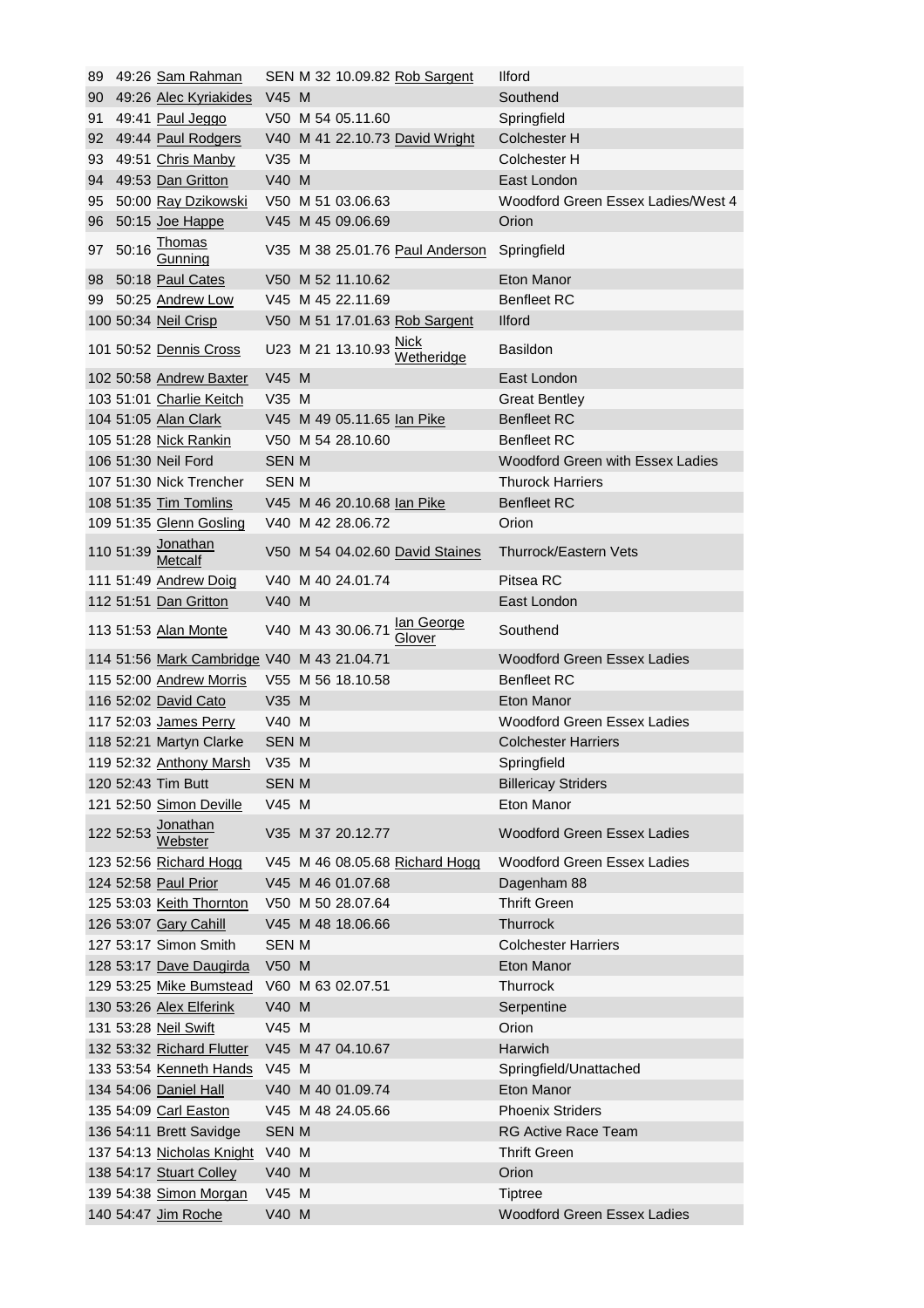| | | | | | | | | |
|---|---|---|---|---|---|---|---|---|
| 89 | 49:26 | Sam Rahman | SEN | M | 32 | 10.09.82 | Rob Sargent | Ilford |
| 90 | 49:26 | Alec Kyriakides | V45 | M | | | | Southend |
| 91 | 49:41 | Paul Jeggo | V50 | M | 54 | 05.11.60 | | Springfield |
| 92 | 49:44 | Paul Rodgers | V40 | M | 41 | 22.10.73 | David Wright | Colchester H |
| 93 | 49:51 | Chris Manby | V35 | M | | | | Colchester H |
| 94 | 49:53 | Dan Gritton | V40 | M | | | | East London |
| 95 | 50:00 | Ray Dzikowski | V50 | M | 51 | 03.06.63 | | Woodford Green Essex Ladies/West 4 |
| 96 | 50:15 | Joe Happe | V45 | M | 45 | 09.06.69 | | Orion |
| 97 | 50:16 | Thomas Gunning | V35 | M | 38 | 25.01.76 | Paul Anderson | Springfield |
| 98 | 50:18 | Paul Cates | V50 | M | 52 | 11.10.62 | | Eton Manor |
| 99 | 50:25 | Andrew Low | V45 | M | 45 | 22.11.69 | | Benfleet RC |
| 100 | 50:34 | Neil Crisp | V50 | M | 51 | 17.01.63 | Rob Sargent | Ilford |
| 101 | 50:52 | Dennis Cross | U23 | M | 21 | 13.10.93 | Nick Wetheridge | Basildon |
| 102 | 50:58 | Andrew Baxter | V45 | M | | | | East London |
| 103 | 51:01 | Charlie Keitch | V35 | M | | | | Great Bentley |
| 104 | 51:05 | Alan Clark | V45 | M | 49 | 05.11.65 | Ian Pike | Benfleet RC |
| 105 | 51:28 | Nick Rankin | V50 | M | 54 | 28.10.60 | | Benfleet RC |
| 106 | 51:30 | Neil Ford | SEN | M | | | | Woodford Green with Essex Ladies |
| 107 | 51:30 | Nick Trencher | SEN | M | | | | Thurock Harriers |
| 108 | 51:35 | Tim Tomlins | V45 | M | 46 | 20.10.68 | Ian Pike | Benfleet RC |
| 109 | 51:35 | Glenn Gosling | V40 | M | 42 | 28.06.72 | | Orion |
| 110 | 51:39 | Jonathan Metcalf | V50 | M | 54 | 04.02.60 | David Staines | Thurrock/Eastern Vets |
| 111 | 51:49 | Andrew Doig | V40 | M | 40 | 24.01.74 | | Pitsea RC |
| 112 | 51:51 | Dan Gritton | V40 | M | | | | East London |
| 113 | 51:53 | Alan Monte | V40 | M | 43 | 30.06.71 | Ian George Glover | Southend |
| 114 | 51:56 | Mark Cambridge | V40 | M | 43 | 21.04.71 | | Woodford Green Essex Ladies |
| 115 | 52:00 | Andrew Morris | V55 | M | 56 | 18.10.58 | | Benfleet RC |
| 116 | 52:02 | David Cato | V35 | M | | | | Eton Manor |
| 117 | 52:03 | James Perry | V40 | M | | | | Woodford Green Essex Ladies |
| 118 | 52:21 | Martyn Clarke | SEN | M | | | | Colchester Harriers |
| 119 | 52:32 | Anthony Marsh | V35 | M | | | | Springfield |
| 120 | 52:43 | Tim Butt | SEN | M | | | | Billericay Striders |
| 121 | 52:50 | Simon Deville | V45 | M | | | | Eton Manor |
| 122 | 52:53 | Jonathan Webster | V35 | M | 37 | 20.12.77 | | Woodford Green Essex Ladies |
| 123 | 52:56 | Richard Hogg | V45 | M | 46 | 08.05.68 | Richard Hogg | Woodford Green Essex Ladies |
| 124 | 52:58 | Paul Prior | V45 | M | 46 | 01.07.68 | | Dagenham 88 |
| 125 | 53:03 | Keith Thornton | V50 | M | 50 | 28.07.64 | | Thrift Green |
| 126 | 53:07 | Gary Cahill | V45 | M | 48 | 18.06.66 | | Thurrock |
| 127 | 53:17 | Simon Smith | SEN | M | | | | Colchester Harriers |
| 128 | 53:17 | Dave Daugirda | V50 | M | | | | Eton Manor |
| 129 | 53:25 | Mike Bumstead | V60 | M | 63 | 02.07.51 | | Thurrock |
| 130 | 53:26 | Alex Elferink | V40 | M | | | | Serpentine |
| 131 | 53:28 | Neil Swift | V45 | M | | | | Orion |
| 132 | 53:32 | Richard Flutter | V45 | M | 47 | 04.10.67 | | Harwich |
| 133 | 53:54 | Kenneth Hands | V45 | M | | | | Springfield/Unattached |
| 134 | 54:06 | Daniel Hall | V40 | M | 40 | 01.09.74 | | Eton Manor |
| 135 | 54:09 | Carl Easton | V45 | M | 48 | 24.05.66 | | Phoenix Striders |
| 136 | 54:11 | Brett Savidge | SEN | M | | | | RG Active Race Team |
| 137 | 54:13 | Nicholas Knight | V40 | M | | | | Thrift Green |
| 138 | 54:17 | Stuart Colley | V40 | M | | | | Orion |
| 139 | 54:38 | Simon Morgan | V45 | M | | | | Tiptree |
| 140 | 54:47 | Jim Roche | V40 | M | | | | Woodford Green Essex Ladies |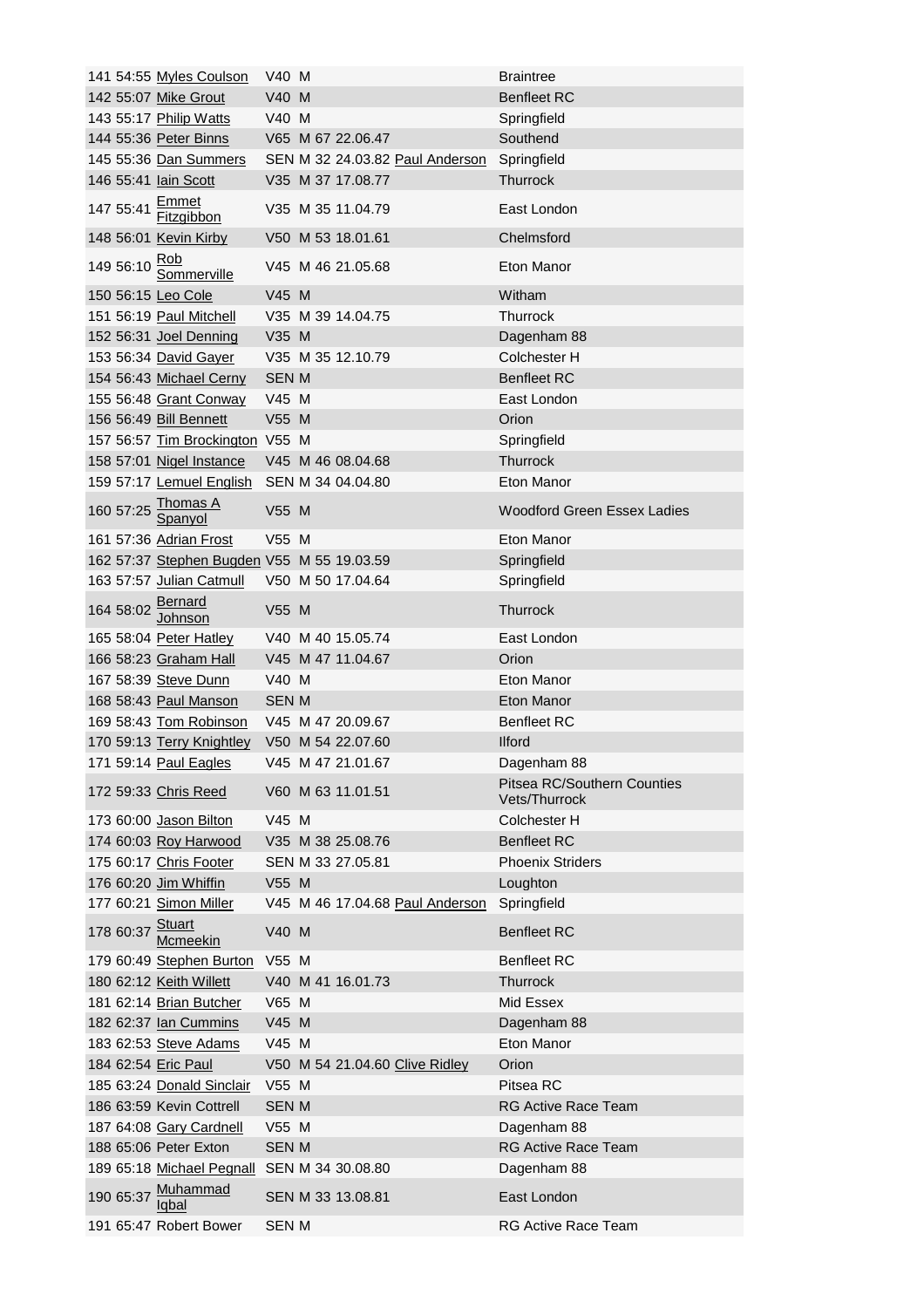| | | | | | | | | |
|---|---|---|---|---|---|---|---|---|
| 141 | 54:55 | Myles Coulson | V40 | M | | | | Braintree |
| 142 | 55:07 | Mike Grout | V40 | M | | | | Benfleet RC |
| 143 | 55:17 | Philip Watts | V40 | M | | | | Springfield |
| 144 | 55:36 | Peter Binns | V65 | M | 67 | 22.06.47 | | Southend |
| 145 | 55:36 | Dan Summers | SEN | M | 32 | 24.03.82 | Paul Anderson | Springfield |
| 146 | 55:41 | Iain Scott | V35 | M | 37 | 17.08.77 | | Thurrock |
| 147 | 55:41 | Emmet Fitzgibbon | V35 | M | 35 | 11.04.79 | | East London |
| 148 | 56:01 | Kevin Kirby | V50 | M | 53 | 18.01.61 | | Chelmsford |
| 149 | 56:10 | Rob Sommerville | V45 | M | 46 | 21.05.68 | | Eton Manor |
| 150 | 56:15 | Leo Cole | V45 | M | | | | Witham |
| 151 | 56:19 | Paul Mitchell | V35 | M | 39 | 14.04.75 | | Thurrock |
| 152 | 56:31 | Joel Denning | V35 | M | | | | Dagenham 88 |
| 153 | 56:34 | David Gayer | V35 | M | 35 | 12.10.79 | | Colchester H |
| 154 | 56:43 | Michael Cerny | SEN | M | | | | Benfleet RC |
| 155 | 56:48 | Grant Conway | V45 | M | | | | East London |
| 156 | 56:49 | Bill Bennett | V55 | M | | | | Orion |
| 157 | 56:57 | Tim Brockington | V55 | M | | | | Springfield |
| 158 | 57:01 | Nigel Instance | V45 | M | 46 | 08.04.68 | | Thurrock |
| 159 | 57:17 | Lemuel English | SEN | M | 34 | 04.04.80 | | Eton Manor |
| 160 | 57:25 | Thomas A Spanyol | V55 | M | | | | Woodford Green Essex Ladies |
| 161 | 57:36 | Adrian Frost | V55 | M | | | | Eton Manor |
| 162 | 57:37 | Stephen Bugden | V55 | M | 55 | 19.03.59 | | Springfield |
| 163 | 57:57 | Julian Catmull | V50 | M | 50 | 17.04.64 | | Springfield |
| 164 | 58:02 | Bernard Johnson | V55 | M | | | | Thurrock |
| 165 | 58:04 | Peter Hatley | V40 | M | 40 | 15.05.74 | | East London |
| 166 | 58:23 | Graham Hall | V45 | M | 47 | 11.04.67 | | Orion |
| 167 | 58:39 | Steve Dunn | V40 | M | | | | Eton Manor |
| 168 | 58:43 | Paul Manson | SEN | M | | | | Eton Manor |
| 169 | 58:43 | Tom Robinson | V45 | M | 47 | 20.09.67 | | Benfleet RC |
| 170 | 59:13 | Terry Knightley | V50 | M | 54 | 22.07.60 | | Ilford |
| 171 | 59:14 | Paul Eagles | V45 | M | 47 | 21.01.67 | | Dagenham 88 |
| 172 | 59:33 | Chris Reed | V60 | M | 63 | 11.01.51 | | Pitsea RC/Southern Counties Vets/Thurrock |
| 173 | 60:00 | Jason Bilton | V45 | M | | | | Colchester H |
| 174 | 60:03 | Roy Harwood | V35 | M | 38 | 25.08.76 | | Benfleet RC |
| 175 | 60:17 | Chris Footer | SEN | M | 33 | 27.05.81 | | Phoenix Striders |
| 176 | 60:20 | Jim Whiffin | V55 | M | | | | Loughton |
| 177 | 60:21 | Simon Miller | V45 | M | 46 | 17.04.68 | Paul Anderson | Springfield |
| 178 | 60:37 | Stuart Mcmeekin | V40 | M | | | | Benfleet RC |
| 179 | 60:49 | Stephen Burton | V55 | M | | | | Benfleet RC |
| 180 | 62:12 | Keith Willett | V40 | M | 41 | 16.01.73 | | Thurrock |
| 181 | 62:14 | Brian Butcher | V65 | M | | | | Mid Essex |
| 182 | 62:37 | Ian Cummins | V45 | M | | | | Dagenham 88 |
| 183 | 62:53 | Steve Adams | V45 | M | | | | Eton Manor |
| 184 | 62:54 | Eric Paul | V50 | M | 54 | 21.04.60 | Clive Ridley | Orion |
| 185 | 63:24 | Donald Sinclair | V55 | M | | | | Pitsea RC |
| 186 | 63:59 | Kevin Cottrell | SEN | M | | | | RG Active Race Team |
| 187 | 64:08 | Gary Cardnell | V55 | M | | | | Dagenham 88 |
| 188 | 65:06 | Peter Exton | SEN | M | | | | RG Active Race Team |
| 189 | 65:18 | Michael Pegnall | SEN | M | 34 | 30.08.80 | | Dagenham 88 |
| 190 | 65:37 | Muhammad Iqbal | SEN | M | 33 | 13.08.81 | | East London |
| 191 | 65:47 | Robert Bower | SEN | M | | | | RG Active Race Team |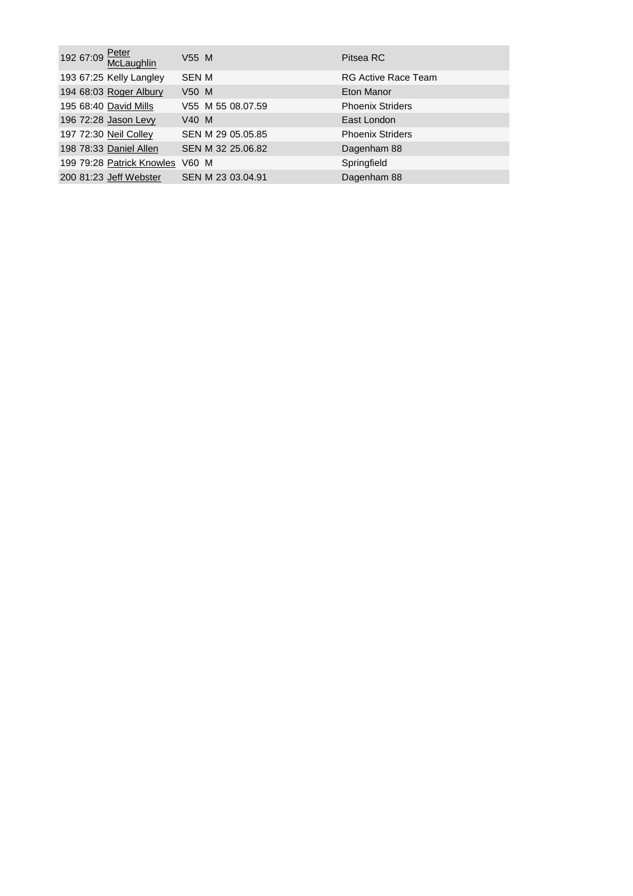| | | | | | | | |
|---|---|---|---|---|---|---|---|
| 192 | 67:09 | Peter McLaughlin | V55 | M | | | Pitsea RC |
| 193 | 67:25 | Kelly Langley | SEN | M | | | RG Active Race Team |
| 194 | 68:03 | Roger Albury | V50 | M | | | Eton Manor |
| 195 | 68:40 | David Mills | V55 | M | 55 | 08.07.59 | Phoenix Striders |
| 196 | 72:28 | Jason Levy | V40 | M | | | East London |
| 197 | 72:30 | Neil Colley | SEN | M | 29 | 05.05.85 | Phoenix Striders |
| 198 | 78:33 | Daniel Allen | SEN | M | 32 | 25.06.82 | Dagenham 88 |
| 199 | 79:28 | Patrick Knowles | V60 | M | | | Springfield |
| 200 | 81:23 | Jeff Webster | SEN | M | 23 | 03.04.91 | Dagenham 88 |